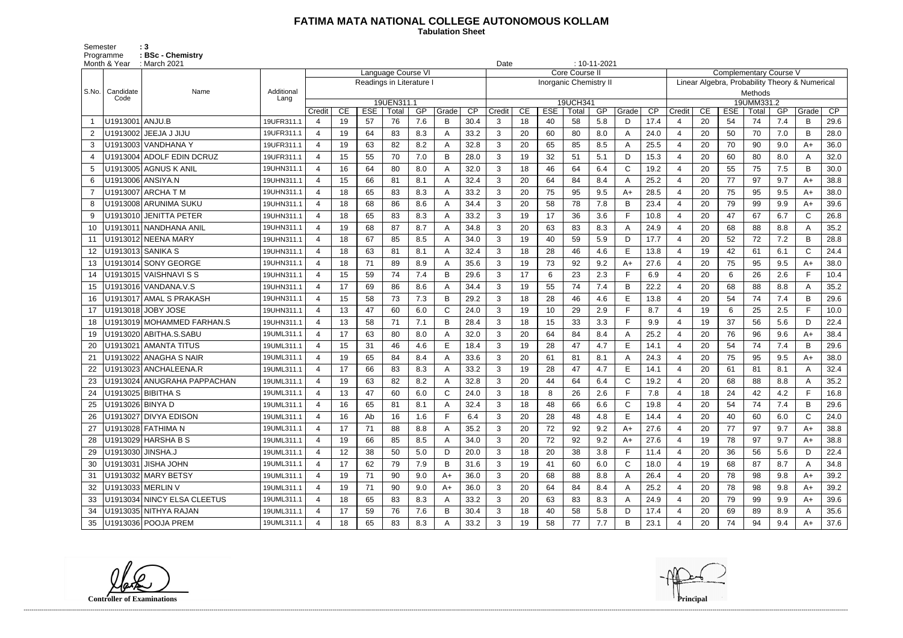# FATIMA MATA NATIONAL COLLEGE AUTONOMOUS KOLLAM

**Tabulation Sheet**

Semester : 3
Programme : BSc - Chemistry
Month & Year : March 2021 Date : 10-11-2021

| S.No. | Candidate Code | Name | Additional Lang | Language Course VI | | | | | | | Core Course II | | | | | | | Complementary Course V | | | | | | |
|---|---|---|---|---|---|---|---|---|---|---|---|---|---|---|---|---|---|---|---|---|---|---|---|---|
| | | | | Readings in Literature I | | | | | | | Inorganic Chemistry II | | | | | | | Linear Algebra, Probability Theory & Numerical Methods | | | | | | |
| | | | | 19UEN311.1 | | | | | | | 19UCH341 | | | | | | | 19UMM331.2 | | | | | | |
| | | | | Credit | CE | ESE | Total | GP | Grade | CP | Credit | CE | ESE | Total | GP | Grade | CP | Credit | CE | ESE | Total | GP | Grade | CP |
| 1 | U1913001 | ANJU.B | 19UFR311.1 | 4 | 19 | 57 | 76 | 7.6 | B | 30.4 | 3 | 18 | 40 | 58 | 5.8 | D | 17.4 | 4 | 20 | 54 | 74 | 7.4 | B | 29.6 |
| 2 | U1913002 | JEEJA J JIJU | 19UFR311.1 | 4 | 19 | 64 | 83 | 8.3 | A | 33.2 | 3 | 20 | 60 | 80 | 8.0 | A | 24.0 | 4 | 20 | 50 | 70 | 7.0 | B | 28.0 |
| 3 | U1913003 | VANDHANA Y | 19UFR311.1 | 4 | 19 | 63 | 82 | 8.2 | A | 32.8 | 3 | 20 | 65 | 85 | 8.5 | A | 25.5 | 4 | 20 | 70 | 90 | 9.0 | A+ | 36.0 |
| 4 | U1913004 | ADOLF EDIN DCRUZ | 19UFR311.1 | 4 | 15 | 55 | 70 | 7.0 | B | 28.0 | 3 | 19 | 32 | 51 | 5.1 | D | 15.3 | 4 | 20 | 60 | 80 | 8.0 | A | 32.0 |
| 5 | U1913005 | AGNUS K ANIL | 19UHN311.1 | 4 | 16 | 64 | 80 | 8.0 | A | 32.0 | 3 | 18 | 46 | 64 | 6.4 | C | 19.2 | 4 | 20 | 55 | 75 | 7.5 | B | 30.0 |
| 6 | U1913006 | ANSIYA.N | 19UHN311.1 | 4 | 15 | 66 | 81 | 8.1 | A | 32.4 | 3 | 20 | 64 | 84 | 8.4 | A | 25.2 | 4 | 20 | 77 | 97 | 9.7 | A+ | 38.8 |
| 7 | U1913007 | ARCHA T M | 19UHN311.1 | 4 | 18 | 65 | 83 | 8.3 | A | 33.2 | 3 | 20 | 75 | 95 | 9.5 | A+ | 28.5 | 4 | 20 | 75 | 95 | 9.5 | A+ | 38.0 |
| 8 | U1913008 | ARUNIMA SUKU | 19UHN311.1 | 4 | 18 | 68 | 86 | 8.6 | A | 34.4 | 3 | 20 | 58 | 78 | 7.8 | B | 23.4 | 4 | 20 | 79 | 99 | 9.9 | A+ | 39.6 |
| 9 | U1913010 | JENITTA PETER | 19UHN311.1 | 4 | 18 | 65 | 83 | 8.3 | A | 33.2 | 3 | 19 | 17 | 36 | 3.6 | F | 10.8 | 4 | 20 | 47 | 67 | 6.7 | C | 26.8 |
| 10 | U1913011 | NANDHANA ANIL | 19UHN311.1 | 4 | 19 | 68 | 87 | 8.7 | A | 34.8 | 3 | 20 | 63 | 83 | 8.3 | A | 24.9 | 4 | 20 | 68 | 88 | 8.8 | A | 35.2 |
| 11 | U1913012 | NEENA MARY | 19UHN311.1 | 4 | 18 | 67 | 85 | 8.5 | A | 34.0 | 3 | 19 | 40 | 59 | 5.9 | D | 17.7 | 4 | 20 | 52 | 72 | 7.2 | B | 28.8 |
| 12 | U1913013 | SANIKA S | 19UHN311.1 | 4 | 18 | 63 | 81 | 8.1 | A | 32.4 | 3 | 18 | 28 | 46 | 4.6 | E | 13.8 | 4 | 19 | 42 | 61 | 6.1 | C | 24.4 |
| 13 | U1913014 | SONY GEORGE | 19UHN311.1 | 4 | 18 | 71 | 89 | 8.9 | A | 35.6 | 3 | 19 | 73 | 92 | 9.2 | A+ | 27.6 | 4 | 20 | 75 | 95 | 9.5 | A+ | 38.0 |
| 14 | U1913015 | VAISHNAVI S S | 19UHN311.1 | 4 | 15 | 59 | 74 | 7.4 | B | 29.6 | 3 | 17 | 6 | 23 | 2.3 | F | 6.9 | 4 | 20 | 6 | 26 | 2.6 | F | 10.4 |
| 15 | U1913016 | VANDANA.V.S | 19UHN311.1 | 4 | 17 | 69 | 86 | 8.6 | A | 34.4 | 3 | 19 | 55 | 74 | 7.4 | B | 22.2 | 4 | 20 | 68 | 88 | 8.8 | A | 35.2 |
| 16 | U1913017 | AMAL S PRAKASH | 19UHN311.1 | 4 | 15 | 58 | 73 | 7.3 | B | 29.2 | 3 | 18 | 28 | 46 | 4.6 | E | 13.8 | 4 | 20 | 54 | 74 | 7.4 | B | 29.6 |
| 17 | U1913018 | JOBY JOSE | 19UHN311.1 | 4 | 13 | 47 | 60 | 6.0 | C | 24.0 | 3 | 19 | 10 | 29 | 2.9 | F | 8.7 | 4 | 19 | 6 | 25 | 2.5 | F | 10.0 |
| 18 | U1913019 | MOHAMMED FARHAN.S | 19UHN311.1 | 4 | 13 | 58 | 71 | 7.1 | B | 28.4 | 3 | 18 | 15 | 33 | 3.3 | F | 9.9 | 4 | 19 | 37 | 56 | 5.6 | D | 22.4 |
| 19 | U1913020 | ABITHA.S.SABU | 19UML311.1 | 4 | 17 | 63 | 80 | 8.0 | A | 32.0 | 3 | 20 | 64 | 84 | 8.4 | A | 25.2 | 4 | 20 | 76 | 96 | 9.6 | A+ | 38.4 |
| 20 | U1913021 | AMANTA TITUS | 19UML311.1 | 4 | 15 | 31 | 46 | 4.6 | E | 18.4 | 3 | 19 | 28 | 47 | 4.7 | E | 14.1 | 4 | 20 | 54 | 74 | 7.4 | B | 29.6 |
| 21 | U1913022 | ANAGHA S NAIR | 19UML311.1 | 4 | 19 | 65 | 84 | 8.4 | A | 33.6 | 3 | 20 | 61 | 81 | 8.1 | A | 24.3 | 4 | 20 | 75 | 95 | 9.5 | A+ | 38.0 |
| 22 | U1913023 | ANCHALEENA.R | 19UML311.1 | 4 | 17 | 66 | 83 | 8.3 | A | 33.2 | 3 | 19 | 28 | 47 | 4.7 | E | 14.1 | 4 | 20 | 61 | 81 | 8.1 | A | 32.4 |
| 23 | U1913024 | ANUGRAHA PAPPACHAN | 19UML311.1 | 4 | 19 | 63 | 82 | 8.2 | A | 32.8 | 3 | 20 | 44 | 64 | 6.4 | C | 19.2 | 4 | 20 | 68 | 88 | 8.8 | A | 35.2 |
| 24 | U1913025 | BIBITHA S | 19UML311.1 | 4 | 13 | 47 | 60 | 6.0 | C | 24.0 | 3 | 18 | 8 | 26 | 2.6 | F | 7.8 | 4 | 18 | 24 | 42 | 4.2 | F | 16.8 |
| 25 | U1913026 | BINYA D | 19UML311.1 | 4 | 16 | 65 | 81 | 8.1 | A | 32.4 | 3 | 18 | 48 | 66 | 6.6 | C | 19.8 | 4 | 20 | 54 | 74 | 7.4 | B | 29.6 |
| 26 | U1913027 | DIVYA EDISON | 19UML311.1 | 4 | 16 | Ab | 16 | 1.6 | F | 6.4 | 3 | 20 | 28 | 48 | 4.8 | E | 14.4 | 4 | 20 | 40 | 60 | 6.0 | C | 24.0 |
| 27 | U1913028 | FATHIMA N | 19UML311.1 | 4 | 17 | 71 | 88 | 8.8 | A | 35.2 | 3 | 20 | 72 | 92 | 9.2 | A+ | 27.6 | 4 | 20 | 77 | 97 | 9.7 | A+ | 38.8 |
| 28 | U1913029 | HARSHA B S | 19UML311.1 | 4 | 19 | 66 | 85 | 8.5 | A | 34.0 | 3 | 20 | 72 | 92 | 9.2 | A+ | 27.6 | 4 | 19 | 78 | 97 | 9.7 | A+ | 38.8 |
| 29 | U1913030 | JINSHA.J | 19UML311.1 | 4 | 12 | 38 | 50 | 5.0 | D | 20.0 | 3 | 18 | 20 | 38 | 3.8 | F | 11.4 | 4 | 20 | 36 | 56 | 5.6 | D | 22.4 |
| 30 | U1913031 | JISHA JOHN | 19UML311.1 | 4 | 17 | 62 | 79 | 7.9 | B | 31.6 | 3 | 19 | 41 | 60 | 6.0 | C | 18.0 | 4 | 19 | 68 | 87 | 8.7 | A | 34.8 |
| 31 | U1913032 | MARY BETSY | 19UML311.1 | 4 | 19 | 71 | 90 | 9.0 | A+ | 36.0 | 3 | 20 | 68 | 88 | 8.8 | A | 26.4 | 4 | 20 | 78 | 98 | 9.8 | A+ | 39.2 |
| 32 | U1913033 | MERLIN V | 19UML311.1 | 4 | 19 | 71 | 90 | 9.0 | A+ | 36.0 | 3 | 20 | 64 | 84 | 8.4 | A | 25.2 | 4 | 20 | 78 | 98 | 9.8 | A+ | 39.2 |
| 33 | U1913034 | NINCY ELSA CLEETUS | 19UML311.1 | 4 | 18 | 65 | 83 | 8.3 | A | 33.2 | 3 | 20 | 63 | 83 | 8.3 | A | 24.9 | 4 | 20 | 79 | 99 | 9.9 | A+ | 39.6 |
| 34 | U1913035 | NITHYA RAJAN | 19UML311.1 | 4 | 17 | 59 | 76 | 7.6 | B | 30.4 | 3 | 18 | 40 | 58 | 5.8 | D | 17.4 | 4 | 20 | 69 | 89 | 8.9 | A | 35.6 |
| 35 | U1913036 | POOJA PREM | 19UML311.1 | 4 | 18 | 65 | 83 | 8.3 | A | 33.2 | 3 | 19 | 58 | 77 | 7.7 | B | 23.1 | 4 | 20 | 74 | 94 | 9.4 | A+ | 37.6 |

**Controller of Examinations** **Principal**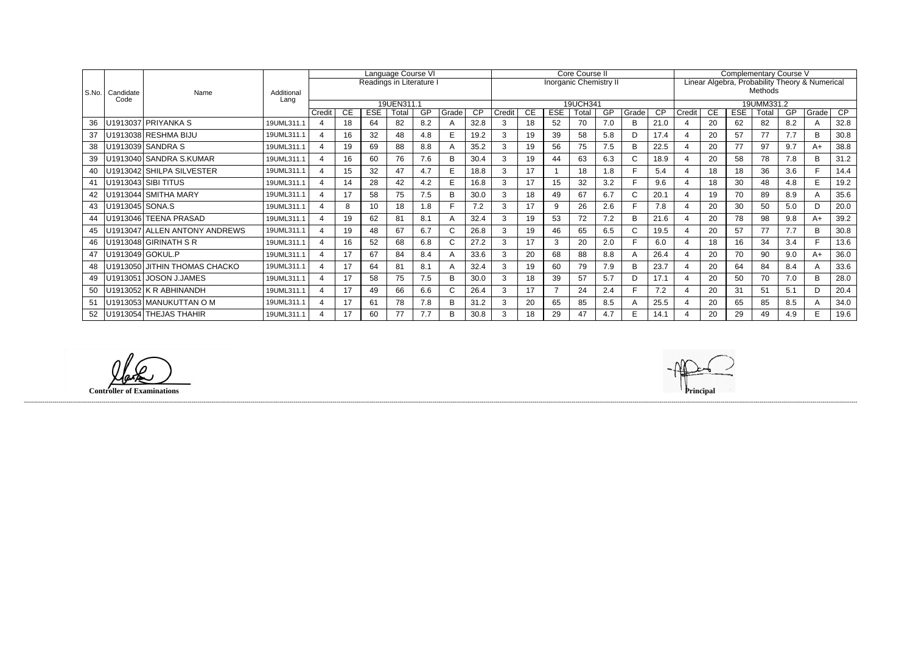| S.No. | Candidate Code | Name | Additional Lang | Language Course VI | | | | | | | Core Course II | | | | | | | Complementary Course V | | | | | | |
|---|---|---|---|---|---|---|---|---|---|---|---|---|---|---|---|---|---|---|---|---|---|---|---|---|
| | | | | Readings in Literature I | | | | | | | Inorganic Chemistry II | | | | | | | Linear Algebra, Probability Theory & Numerical Methods | | | | | | |
| | | | | 19UEN311.1 | | | | | | | 19UCH341 | | | | | | | 19UMM331.2 | | | | | | |
| | | | | Credit | CE | ESE | Total | GP | Grade | CP | Credit | CE | ESE | Total | GP | Grade | CP | Credit | CE | ESE | Total | GP | Grade | CP |
| 36 | U1913037 | PRIYANKA S | 19UML311.1 | 4 | 18 | 64 | 82 | 8.2 | A | 32.8 | 3 | 18 | 52 | 70 | 7.0 | B | 21.0 | 4 | 20 | 62 | 82 | 8.2 | A | 32.8 |
| 37 | U1913038 | RESHMA BIJU | 19UML311.1 | 4 | 16 | 32 | 48 | 4.8 | E | 19.2 | 3 | 19 | 39 | 58 | 5.8 | D | 17.4 | 4 | 20 | 57 | 77 | 7.7 | B | 30.8 |
| 38 | U1913039 | SANDRA S | 19UML311.1 | 4 | 19 | 69 | 88 | 8.8 | A | 35.2 | 3 | 19 | 56 | 75 | 7.5 | B | 22.5 | 4 | 20 | 77 | 97 | 9.7 | A+ | 38.8 |
| 39 | U1913040 | SANDRA S.KUMAR | 19UML311.1 | 4 | 16 | 60 | 76 | 7.6 | B | 30.4 | 3 | 19 | 44 | 63 | 6.3 | C | 18.9 | 4 | 20 | 58 | 78 | 7.8 | B | 31.2 |
| 40 | U1913042 | SHILPA SILVESTER | 19UML311.1 | 4 | 15 | 32 | 47 | 4.7 | E | 18.8 | 3 | 17 | 1 | 18 | 1.8 | F | 5.4 | 4 | 18 | 18 | 36 | 3.6 | F | 14.4 |
| 41 | U1913043 | SIBI TITUS | 19UML311.1 | 4 | 14 | 28 | 42 | 4.2 | E | 16.8 | 3 | 17 | 15 | 32 | 3.2 | F | 9.6 | 4 | 18 | 30 | 48 | 4.8 | E | 19.2 |
| 42 | U1913044 | SMITHA MARY | 19UML311.1 | 4 | 17 | 58 | 75 | 7.5 | B | 30.0 | 3 | 18 | 49 | 67 | 6.7 | C | 20.1 | 4 | 19 | 70 | 89 | 8.9 | A | 35.6 |
| 43 | U1913045 | SONA.S | 19UML311.1 | 4 | 8 | 10 | 18 | 1.8 | F | 7.2 | 3 | 17 | 9 | 26 | 2.6 | F | 7.8 | 4 | 20 | 30 | 50 | 5.0 | D | 20.0 |
| 44 | U1913046 | TEENA PRASAD | 19UML311.1 | 4 | 19 | 62 | 81 | 8.1 | A | 32.4 | 3 | 19 | 53 | 72 | 7.2 | B | 21.6 | 4 | 20 | 78 | 98 | 9.8 | A+ | 39.2 |
| 45 | U1913047 | ALLEN ANTONY ANDREWS | 19UML311.1 | 4 | 19 | 48 | 67 | 6.7 | C | 26.8 | 3 | 19 | 46 | 65 | 6.5 | C | 19.5 | 4 | 20 | 57 | 77 | 7.7 | B | 30.8 |
| 46 | U1913048 | GIRINATH S R | 19UML311.1 | 4 | 16 | 52 | 68 | 6.8 | C | 27.2 | 3 | 17 | 3 | 20 | 2.0 | F | 6.0 | 4 | 18 | 16 | 34 | 3.4 | F | 13.6 |
| 47 | U1913049 | GOKUL.P | 19UML311.1 | 4 | 17 | 67 | 84 | 8.4 | A | 33.6 | 3 | 20 | 68 | 88 | 8.8 | A | 26.4 | 4 | 20 | 70 | 90 | 9.0 | A+ | 36.0 |
| 48 | U1913050 | JITHIN THOMAS CHACKO | 19UML311.1 | 4 | 17 | 64 | 81 | 8.1 | A | 32.4 | 3 | 19 | 60 | 79 | 7.9 | B | 23.7 | 4 | 20 | 64 | 84 | 8.4 | A | 33.6 |
| 49 | U1913051 | JOSON J.JAMES | 19UML311.1 | 4 | 17 | 58 | 75 | 7.5 | B | 30.0 | 3 | 18 | 39 | 57 | 5.7 | D | 17.1 | 4 | 20 | 50 | 70 | 7.0 | B | 28.0 |
| 50 | U1913052 | K R ABHINANDH | 19UML311.1 | 4 | 17 | 49 | 66 | 6.6 | C | 26.4 | 3 | 17 | 7 | 24 | 2.4 | F | 7.2 | 4 | 20 | 31 | 51 | 5.1 | D | 20.4 |
| 51 | U1913053 | MANUKUTTAN O M | 19UML311.1 | 4 | 17 | 61 | 78 | 7.8 | B | 31.2 | 3 | 20 | 65 | 85 | 8.5 | A | 25.5 | 4 | 20 | 65 | 85 | 8.5 | A | 34.0 |
| 52 | U1913054 | THEJAS THAHIR | 19UML311.1 | 4 | 17 | 60 | 77 | 7.7 | B | 30.8 | 3 | 18 | 29 | 47 | 4.7 | E | 14.1 | 4 | 20 | 29 | 49 | 4.9 | E | 19.6 |

**Controller of Examinations**

**Principal**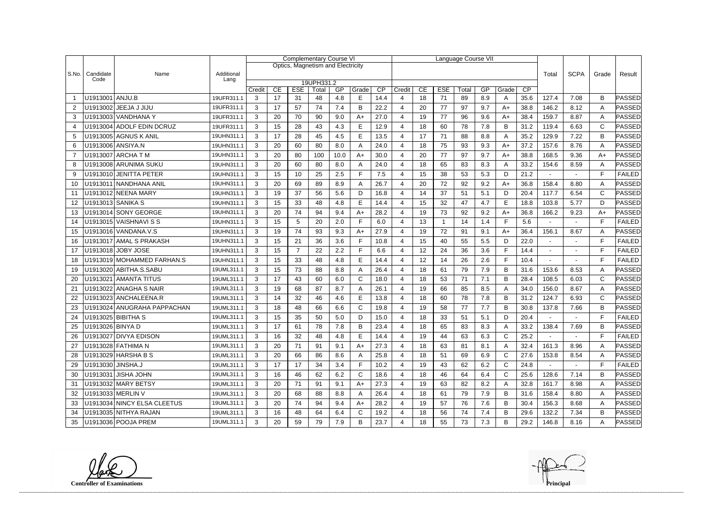| S.No. | Candidate Code | Name | Additional Lang | Complementary Course VI | | | | | | | Language Course VII | | | | | | | Total | SCPA | Grade | Result |
|---|---|---|---|---|---|---|---|---|---|---|---|---|---|---|---|---|---|---|---|---|---|
| | | | | Optics, Magnetism and Electricity | | | | | | | | | | | | | | | | | |
| | | | | 19UPH331.2 | | | | | | | | | | | | | | | | | |
| | | | | Credit | CE | ESE | Total | GP | Grade | CP | Credit | CE | ESE | Total | GP | Grade | CP | | | | |
| 1 | U1913001 | ANJU.B | 19UFR311.1 | 3 | 17 | 31 | 48 | 4.8 | E | 14.4 | 4 | 18 | 71 | 89 | 8.9 | A | 35.6 | 127.4 | 7.08 | B | PASSED |
| 2 | U1913002 | JEEJA J JIJU | 19UFR311.1 | 3 | 17 | 57 | 74 | 7.4 | B | 22.2 | 4 | 20 | 77 | 97 | 9.7 | A+ | 38.8 | 146.2 | 8.12 | A | PASSED |
| 3 | U1913003 | VANDHANA Y | 19UFR311.1 | 3 | 20 | 70 | 90 | 9.0 | A+ | 27.0 | 4 | 19 | 77 | 96 | 9.6 | A+ | 38.4 | 159.7 | 8.87 | A | PASSED |
| 4 | U1913004 | ADOLF EDIN DCRUZ | 19UFR311.1 | 3 | 15 | 28 | 43 | 4.3 | E | 12.9 | 4 | 18 | 60 | 78 | 7.8 | B | 31.2 | 119.4 | 6.63 | C | PASSED |
| 5 | U1913005 | AGNUS K ANIL | 19UHN311.1 | 3 | 17 | 28 | 45 | 4.5 | E | 13.5 | 4 | 17 | 71 | 88 | 8.8 | A | 35.2 | 129.9 | 7.22 | B | PASSED |
| 6 | U1913006 | ANSIYA.N | 19UHN311.1 | 3 | 20 | 60 | 80 | 8.0 | A | 24.0 | 4 | 18 | 75 | 93 | 9.3 | A+ | 37.2 | 157.6 | 8.76 | A | PASSED |
| 7 | U1913007 | ARCHA T M | 19UHN311.1 | 3 | 20 | 80 | 100 | 10.0 | A+ | 30.0 | 4 | 20 | 77 | 97 | 9.7 | A+ | 38.8 | 168.5 | 9.36 | A+ | PASSED |
| 8 | U1913008 | ARUNIMA SUKU | 19UHN311.1 | 3 | 20 | 60 | 80 | 8.0 | A | 24.0 | 4 | 18 | 65 | 83 | 8.3 | A | 33.2 | 154.6 | 8.59 | A | PASSED |
| 9 | U1913010 | JENITTA PETER | 19UHN311.1 | 3 | 15 | 10 | 25 | 2.5 | F | 7.5 | 4 | 15 | 38 | 53 | 5.3 | D | 21.2 | - | - | F | FAILED |
| 10 | U1913011 | NANDHANA ANIL | 19UHN311.1 | 3 | 20 | 69 | 89 | 8.9 | A | 26.7 | 4 | 20 | 72 | 92 | 9.2 | A+ | 36.8 | 158.4 | 8.80 | A | PASSED |
| 11 | U1913012 | NEENA MARY | 19UHN311.1 | 3 | 19 | 37 | 56 | 5.6 | D | 16.8 | 4 | 14 | 37 | 51 | 5.1 | D | 20.4 | 117.7 | 6.54 | C | PASSED |
| 12 | U1913013 | SANIKA S | 19UHN311.1 | 3 | 15 | 33 | 48 | 4.8 | E | 14.4 | 4 | 15 | 32 | 47 | 4.7 | E | 18.8 | 103.8 | 5.77 | D | PASSED |
| 13 | U1913014 | SONY GEORGE | 19UHN311.1 | 3 | 20 | 74 | 94 | 9.4 | A+ | 28.2 | 4 | 19 | 73 | 92 | 9.2 | A+ | 36.8 | 166.2 | 9.23 | A+ | PASSED |
| 14 | U1913015 | VAISHNAVI S S | 19UHN311.1 | 3 | 15 | 5 | 20 | 2.0 | F | 6.0 | 4 | 13 | 1 | 14 | 1.4 | F | 5.6 | - | - | F | FAILED |
| 15 | U1913016 | VANDANA.V.S | 19UHN311.1 | 3 | 19 | 74 | 93 | 9.3 | A+ | 27.9 | 4 | 19 | 72 | 91 | 9.1 | A+ | 36.4 | 156.1 | 8.67 | A | PASSED |
| 16 | U1913017 | AMAL S PRAKASH | 19UHN311.1 | 3 | 15 | 21 | 36 | 3.6 | F | 10.8 | 4 | 15 | 40 | 55 | 5.5 | D | 22.0 | - | - | F | FAILED |
| 17 | U1913018 | JOBY JOSE | 19UHN311.1 | 3 | 15 | 7 | 22 | 2.2 | F | 6.6 | 4 | 12 | 24 | 36 | 3.6 | F | 14.4 | - | - | F | FAILED |
| 18 | U1913019 | MOHAMMED FARHAN.S | 19UHN311.1 | 3 | 15 | 33 | 48 | 4.8 | E | 14.4 | 4 | 12 | 14 | 26 | 2.6 | F | 10.4 | - | - | F | FAILED |
| 19 | U1913020 | ABITHA.S.SABU | 19UML311.1 | 3 | 15 | 73 | 88 | 8.8 | A | 26.4 | 4 | 18 | 61 | 79 | 7.9 | B | 31.6 | 153.6 | 8.53 | A | PASSED |
| 20 | U1913021 | AMANTA TITUS | 19UML311.1 | 3 | 17 | 43 | 60 | 6.0 | C | 18.0 | 4 | 18 | 53 | 71 | 7.1 | B | 28.4 | 108.5 | 6.03 | C | PASSED |
| 21 | U1913022 | ANAGHA S NAIR | 19UML311.1 | 3 | 19 | 68 | 87 | 8.7 | A | 26.1 | 4 | 19 | 66 | 85 | 8.5 | A | 34.0 | 156.0 | 8.67 | A | PASSED |
| 22 | U1913023 | ANCHALEENA.R | 19UML311.1 | 3 | 14 | 32 | 46 | 4.6 | E | 13.8 | 4 | 18 | 60 | 78 | 7.8 | B | 31.2 | 124.7 | 6.93 | C | PASSED |
| 23 | U1913024 | ANUGRAHA PAPPACHAN | 19UML311.1 | 3 | 18 | 48 | 66 | 6.6 | C | 19.8 | 4 | 19 | 58 | 77 | 7.7 | B | 30.8 | 137.8 | 7.66 | B | PASSED |
| 24 | U1913025 | BIBITHA S | 19UML311.1 | 3 | 15 | 35 | 50 | 5.0 | D | 15.0 | 4 | 18 | 33 | 51 | 5.1 | D | 20.4 | - | - | F | FAILED |
| 25 | U1913026 | BINYA D | 19UML311.1 | 3 | 17 | 61 | 78 | 7.8 | B | 23.4 | 4 | 18 | 65 | 83 | 8.3 | A | 33.2 | 138.4 | 7.69 | B | PASSED |
| 26 | U1913027 | DIVYA EDISON | 19UML311.1 | 3 | 16 | 32 | 48 | 4.8 | E | 14.4 | 4 | 19 | 44 | 63 | 6.3 | C | 25.2 | - | - | F | FAILED |
| 27 | U1913028 | FATHIMA N | 19UML311.1 | 3 | 20 | 71 | 91 | 9.1 | A+ | 27.3 | 4 | 18 | 63 | 81 | 8.1 | A | 32.4 | 161.3 | 8.96 | A | PASSED |
| 28 | U1913029 | HARSHA B S | 19UML311.1 | 3 | 20 | 66 | 86 | 8.6 | A | 25.8 | 4 | 18 | 51 | 69 | 6.9 | C | 27.6 | 153.8 | 8.54 | A | PASSED |
| 29 | U1913030 | JINSHA.J | 19UML311.1 | 3 | 17 | 17 | 34 | 3.4 | F | 10.2 | 4 | 19 | 43 | 62 | 6.2 | C | 24.8 | - | - | F | FAILED |
| 30 | U1913031 | JISHA JOHN | 19UML311.1 | 3 | 16 | 46 | 62 | 6.2 | C | 18.6 | 4 | 18 | 46 | 64 | 6.4 | C | 25.6 | 128.6 | 7.14 | B | PASSED |
| 31 | U1913032 | MARY BETSY | 19UML311.1 | 3 | 20 | 71 | 91 | 9.1 | A+ | 27.3 | 4 | 19 | 63 | 82 | 8.2 | A | 32.8 | 161.7 | 8.98 | A | PASSED |
| 32 | U1913033 | MERLIN V | 19UML311.1 | 3 | 20 | 68 | 88 | 8.8 | A | 26.4 | 4 | 18 | 61 | 79 | 7.9 | B | 31.6 | 158.4 | 8.80 | A | PASSED |
| 33 | U1913034 | NINCY ELSA CLEETUS | 19UML311.1 | 3 | 20 | 74 | 94 | 9.4 | A+ | 28.2 | 4 | 19 | 57 | 76 | 7.6 | B | 30.4 | 156.3 | 8.68 | A | PASSED |
| 34 | U1913035 | NITHYA RAJAN | 19UML311.1 | 3 | 16 | 48 | 64 | 6.4 | C | 19.2 | 4 | 18 | 56 | 74 | 7.4 | B | 29.6 | 132.2 | 7.34 | B | PASSED |
| 35 | U1913036 | POOJA PREM | 19UML311.1 | 3 | 20 | 59 | 79 | 7.9 | B | 23.7 | 4 | 18 | 55 | 73 | 7.3 | B | 29.2 | 146.8 | 8.16 | A | PASSED |

**Controller of Examinations**

**Principal**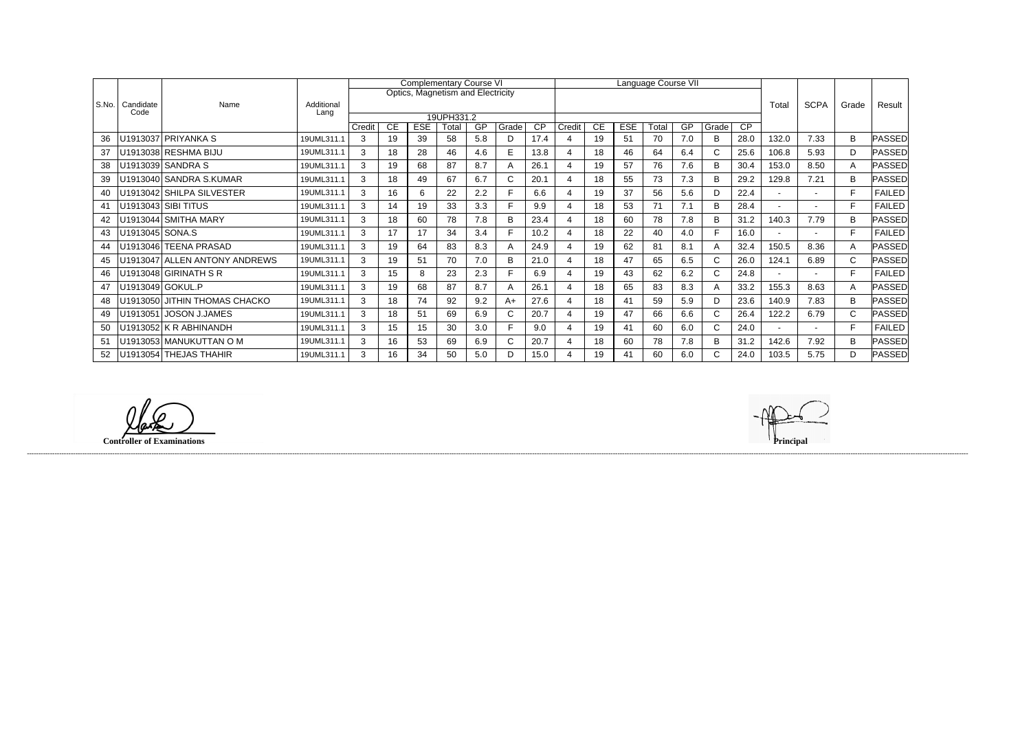| S.No. | Candidate Code | Name | Additional Lang | Complementary Course VI Optics, Magnetism and Electricity 19UPH331.2 | | | | | | | Language Course VII | | | | | | | Total | SCPA | Grade | Result |
|---|---|---|---|---|---|---|---|---|---|---|---|---|---|---|---|---|---|---|---|---|---|
| | | | | Credit | CE | ESE | Total | GP | Grade | CP | Credit | CE | ESE | Total | GP | Grade | CP | | | | |
| 36 | U1913037 | PRIYANKA S | 19UML311.1 | 3 | 19 | 39 | 58 | 5.8 | D | 17.4 | 4 | 19 | 51 | 70 | 7.0 | B | 28.0 | 132.0 | 7.33 | B | PASSED |
| 37 | U1913038 | RESHMA BIJU | 19UML311.1 | 3 | 18 | 28 | 46 | 4.6 | E | 13.8 | 4 | 18 | 46 | 64 | 6.4 | C | 25.6 | 106.8 | 5.93 | D | PASSED |
| 38 | U1913039 | SANDRA S | 19UML311.1 | 3 | 19 | 68 | 87 | 8.7 | A | 26.1 | 4 | 19 | 57 | 76 | 7.6 | B | 30.4 | 153.0 | 8.50 | A | PASSED |
| 39 | U1913040 | SANDRA S.KUMAR | 19UML311.1 | 3 | 18 | 49 | 67 | 6.7 | C | 20.1 | 4 | 18 | 55 | 73 | 7.3 | B | 29.2 | 129.8 | 7.21 | B | PASSED |
| 40 | U1913042 | SHILPA SILVESTER | 19UML311.1 | 3 | 16 | 6 | 22 | 2.2 | F | 6.6 | 4 | 19 | 37 | 56 | 5.6 | D | 22.4 | - | - | F | FAILED |
| 41 | U1913043 | SIBI TITUS | 19UML311.1 | 3 | 14 | 19 | 33 | 3.3 | F | 9.9 | 4 | 18 | 53 | 71 | 7.1 | B | 28.4 | - | - | F | FAILED |
| 42 | U1913044 | SMITHA MARY | 19UML311.1 | 3 | 18 | 60 | 78 | 7.8 | B | 23.4 | 4 | 18 | 60 | 78 | 7.8 | B | 31.2 | 140.3 | 7.79 | B | PASSED |
| 43 | U1913045 | SONA.S | 19UML311.1 | 3 | 17 | 17 | 34 | 3.4 | F | 10.2 | 4 | 18 | 22 | 40 | 4.0 | F | 16.0 | - | - | F | FAILED |
| 44 | U1913046 | TEENA PRASAD | 19UML311.1 | 3 | 19 | 64 | 83 | 8.3 | A | 24.9 | 4 | 19 | 62 | 81 | 8.1 | A | 32.4 | 150.5 | 8.36 | A | PASSED |
| 45 | U1913047 | ALLEN ANTONY ANDREWS | 19UML311.1 | 3 | 19 | 51 | 70 | 7.0 | B | 21.0 | 4 | 18 | 47 | 65 | 6.5 | C | 26.0 | 124.1 | 6.89 | C | PASSED |
| 46 | U1913048 | GIRINATH S R | 19UML311.1 | 3 | 15 | 8 | 23 | 2.3 | F | 6.9 | 4 | 19 | 43 | 62 | 6.2 | C | 24.8 | - | - | F | FAILED |
| 47 | U1913049 | GOKUL.P | 19UML311.1 | 3 | 19 | 68 | 87 | 8.7 | A | 26.1 | 4 | 18 | 65 | 83 | 8.3 | A | 33.2 | 155.3 | 8.63 | A | PASSED |
| 48 | U1913050 | JITHIN THOMAS CHACKO | 19UML311.1 | 3 | 18 | 74 | 92 | 9.2 | A+ | 27.6 | 4 | 18 | 41 | 59 | 5.9 | D | 23.6 | 140.9 | 7.83 | B | PASSED |
| 49 | U1913051 | JOSON J.JAMES | 19UML311.1 | 3 | 18 | 51 | 69 | 6.9 | C | 20.7 | 4 | 19 | 47 | 66 | 6.6 | C | 26.4 | 122.2 | 6.79 | C | PASSED |
| 50 | U1913052 | K R ABHINANDH | 19UML311.1 | 3 | 15 | 15 | 30 | 3.0 | F | 9.0 | 4 | 19 | 41 | 60 | 6.0 | C | 24.0 | - | - | F | FAILED |
| 51 | U1913053 | MANUKUTTAN O M | 19UML311.1 | 3 | 16 | 53 | 69 | 6.9 | C | 20.7 | 4 | 18 | 60 | 78 | 7.8 | B | 31.2 | 142.6 | 7.92 | B | PASSED |
| 52 | U1913054 | THEJAS THAHIR | 19UML311.1 | 3 | 16 | 34 | 50 | 5.0 | D | 15.0 | 4 | 19 | 41 | 60 | 6.0 | C | 24.0 | 103.5 | 5.75 | D | PASSED |

**Controller of Examinations**

**Principal**